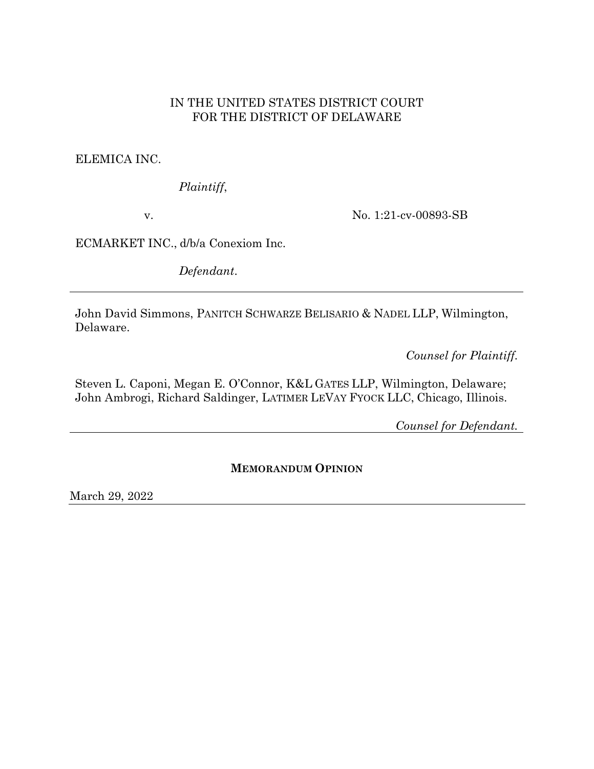IN THE UNITED STATES DISTRICT COURT
FOR THE DISTRICT OF DELAWARE

ELEMICA INC.

*Plaintiff*,

v.

No. 1:21-cv-00893-SB

ECMARKET INC., d/b/a Conexiom Inc.

*Defendant*.

---

John David Simmons, PANITCH SCHWARZE BELISARIO & NADEL LLP, Wilmington, Delaware.

*Counsel for Plaintiff*.

Steven L. Caponi, Megan E. O'Connor, K&L GATES LLP, Wilmington, Delaware; John Ambrogi, Richard Saldinger, LATIMER LEVAY FYOCK LLC, Chicago, Illinois.

*Counsel for Defendant*.

---

**MEMORANDUM OPINION**

March 29, 2022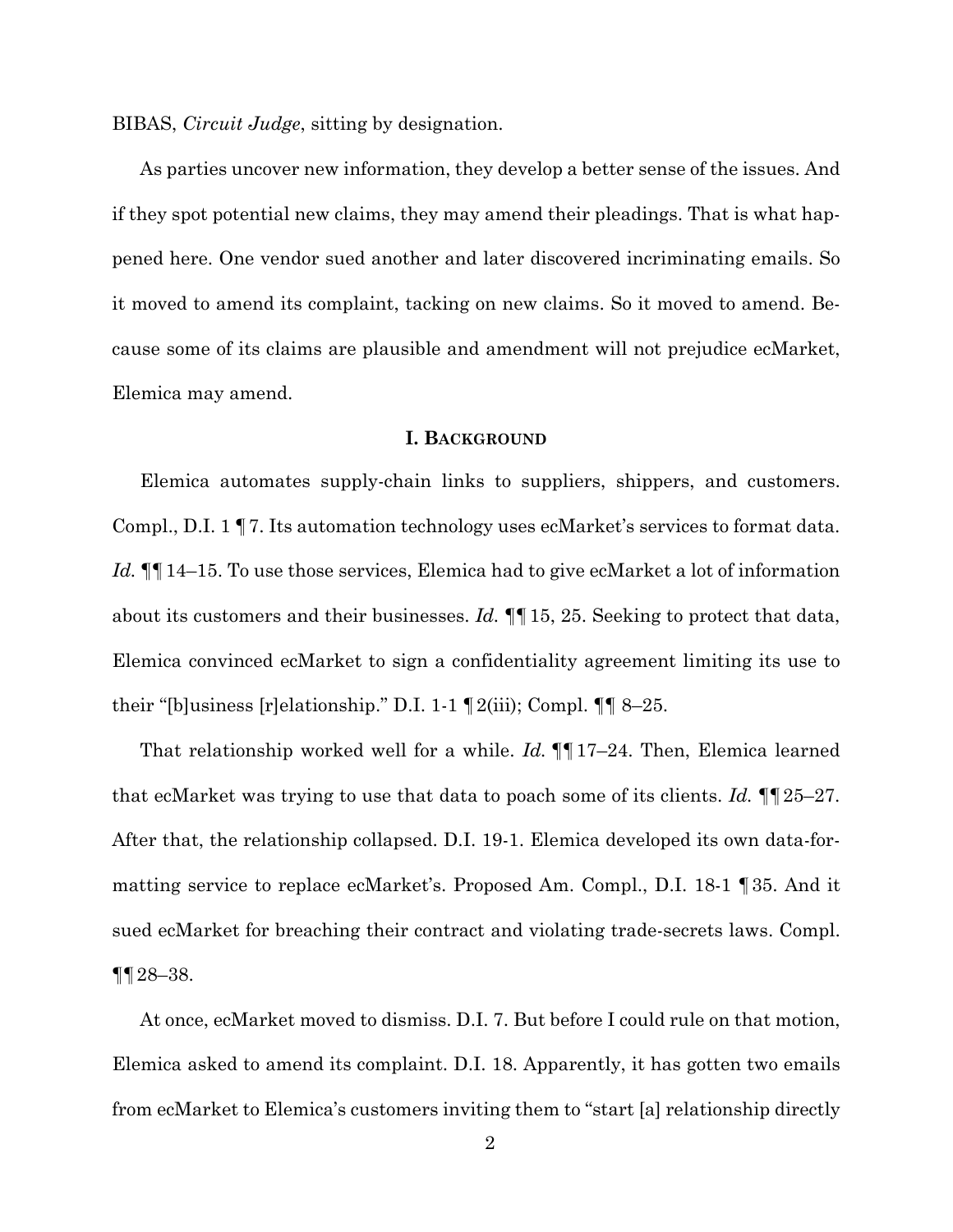BIBAS, *Circuit Judge*, sitting by designation.

As parties uncover new information, they develop a better sense of the issues. And if they spot potential new claims, they may amend their pleadings. That is what happened here. One vendor sued another and later discovered incriminating emails. So it moved to amend its complaint, tacking on new claims. So it moved to amend. Because some of its claims are plausible and amendment will not prejudice ecMarket, Elemica may amend.

## I. BACKGROUND

Elemica automates supply-chain links to suppliers, shippers, and customers. Compl., D.I. 1 ¶ 7. Its automation technology uses ecMarket's services to format data. *Id.* ¶¶ 14–15. To use those services, Elemica had to give ecMarket a lot of information about its customers and their businesses. *Id.* ¶¶ 15, 25. Seeking to protect that data, Elemica convinced ecMarket to sign a confidentiality agreement limiting its use to their "[b]usiness [r]elationship." D.I. 1-1 ¶ 2(iii); Compl. ¶¶ 8–25.

That relationship worked well for a while. *Id.* ¶¶ 17–24. Then, Elemica learned that ecMarket was trying to use that data to poach some of its clients. *Id.* ¶¶ 25–27. After that, the relationship collapsed. D.I. 19-1. Elemica developed its own data-formatting service to replace ecMarket's. Proposed Am. Compl., D.I. 18-1 ¶ 35. And it sued ecMarket for breaching their contract and violating trade-secrets laws. Compl. ¶¶ 28–38.

At once, ecMarket moved to dismiss. D.I. 7. But before I could rule on that motion, Elemica asked to amend its complaint. D.I. 18. Apparently, it has gotten two emails from ecMarket to Elemica's customers inviting them to "start [a] relationship directly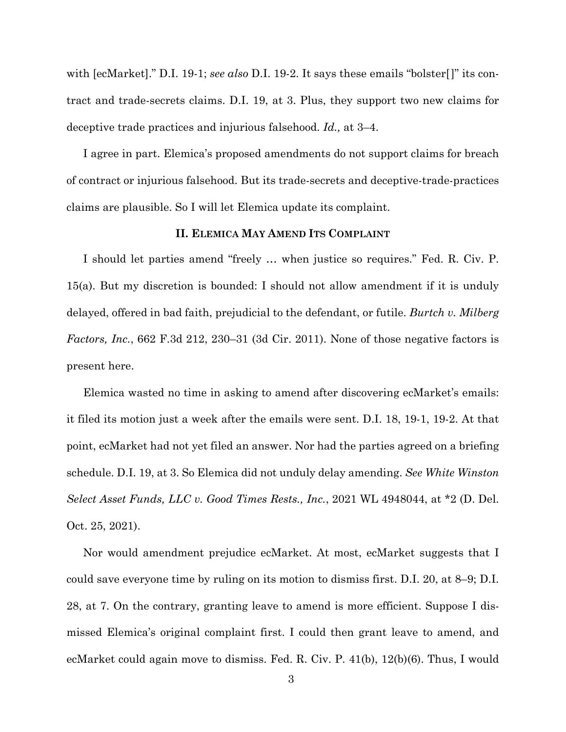with [ecMarket]." D.I. 19-1; *see also* D.I. 19-2. It says these emails "bolster[]" its contract and trade-secrets claims. D.I. 19, at 3. Plus, they support two new claims for deceptive trade practices and injurious falsehood. *Id.,* at 3–4.

I agree in part. Elemica's proposed amendments do not support claims for breach of contract or injurious falsehood. But its trade-secrets and deceptive-trade-practices claims are plausible. So I will let Elemica update its complaint.

## II. Elemica May Amend Its Complaint

I should let parties amend "freely … when justice so requires." Fed. R. Civ. P. 15(a). But my discretion is bounded: I should not allow amendment if it is unduly delayed, offered in bad faith, prejudicial to the defendant, or futile. *Burtch v. Milberg Factors, Inc.*, 662 F.3d 212, 230–31 (3d Cir. 2011). None of those negative factors is present here.

Elemica wasted no time in asking to amend after discovering ecMarket's emails: it filed its motion just a week after the emails were sent. D.I. 18, 19-1, 19-2. At that point, ecMarket had not yet filed an answer. Nor had the parties agreed on a briefing schedule. D.I. 19, at 3. So Elemica did not unduly delay amending. *See White Winston Select Asset Funds, LLC v. Good Times Rests., Inc.*, 2021 WL 4948044, at *2 (D. Del. Oct. 25, 2021).

Nor would amendment prejudice ecMarket. At most, ecMarket suggests that I could save everyone time by ruling on its motion to dismiss first. D.I. 20, at 8–9; D.I. 28, at 7. On the contrary, granting leave to amend is more efficient. Suppose I dismissed Elemica's original complaint first. I could then grant leave to amend, and ecMarket could again move to dismiss. Fed. R. Civ. P. 41(b), 12(b)(6). Thus, I would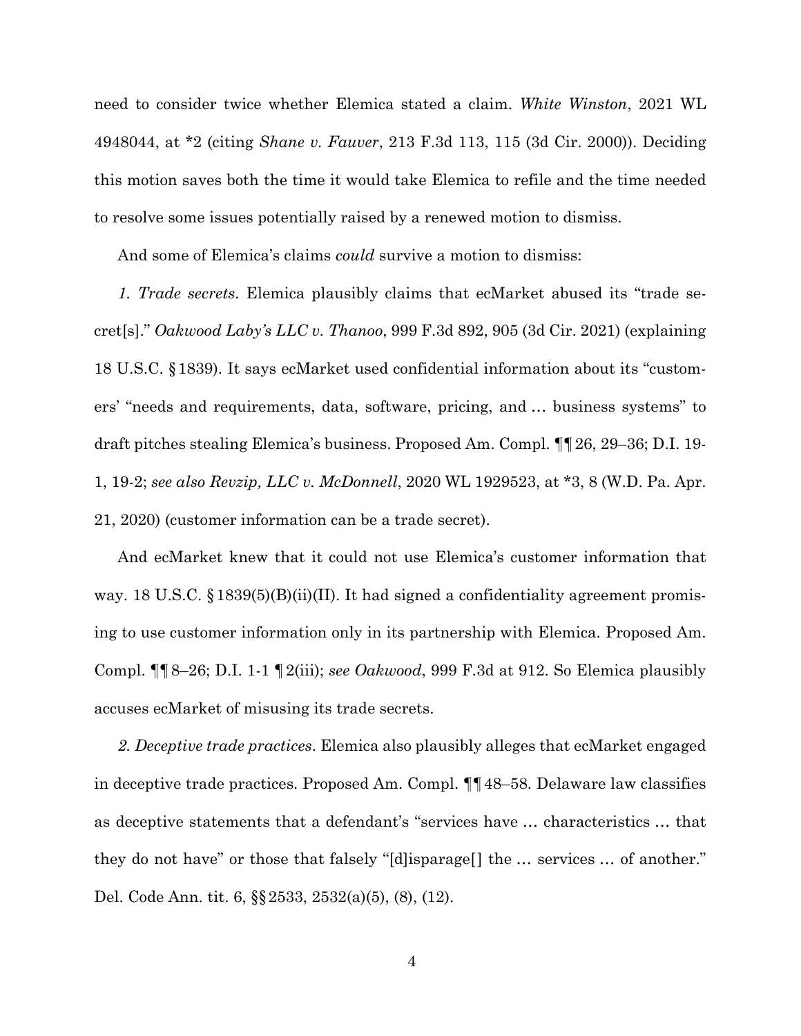need to consider twice whether Elemica stated a claim. *White Winston*, 2021 WL 4948044, at *2 (citing *Shane v. Fauver*, 213 F.3d 113, 115 (3d Cir. 2000)). Deciding this motion saves both the time it would take Elemica to refile and the time needed to resolve some issues potentially raised by a renewed motion to dismiss.

And some of Elemica's claims *could* survive a motion to dismiss:

*1. Trade secrets*. Elemica plausibly claims that ecMarket abused its "trade secret[s]." *Oakwood Laby's LLC v. Thanoo*, 999 F.3d 892, 905 (3d Cir. 2021) (explaining 18 U.S.C. § 1839). It says ecMarket used confidential information about its "customers' "needs and requirements, data, software, pricing, and … business systems" to draft pitches stealing Elemica's business. Proposed Am. Compl. ¶¶ 26, 29–36; D.I. 19-1, 19-2; *see also Revzip, LLC v. McDonnell*, 2020 WL 1929523, at *3, 8 (W.D. Pa. Apr. 21, 2020) (customer information can be a trade secret).

And ecMarket knew that it could not use Elemica's customer information that way. 18 U.S.C. § 1839(5)(B)(ii)(II). It had signed a confidentiality agreement promising to use customer information only in its partnership with Elemica. Proposed Am. Compl. ¶¶ 8–26; D.I. 1-1 ¶ 2(iii); *see Oakwood*, 999 F.3d at 912. So Elemica plausibly accuses ecMarket of misusing its trade secrets.

*2. Deceptive trade practices*. Elemica also plausibly alleges that ecMarket engaged in deceptive trade practices. Proposed Am. Compl. ¶¶ 48–58. Delaware law classifies as deceptive statements that a defendant's "services have … characteristics … that they do not have" or those that falsely "[d]isparage[] the … services … of another." Del. Code Ann. tit. 6, §§ 2533, 2532(a)(5), (8), (12).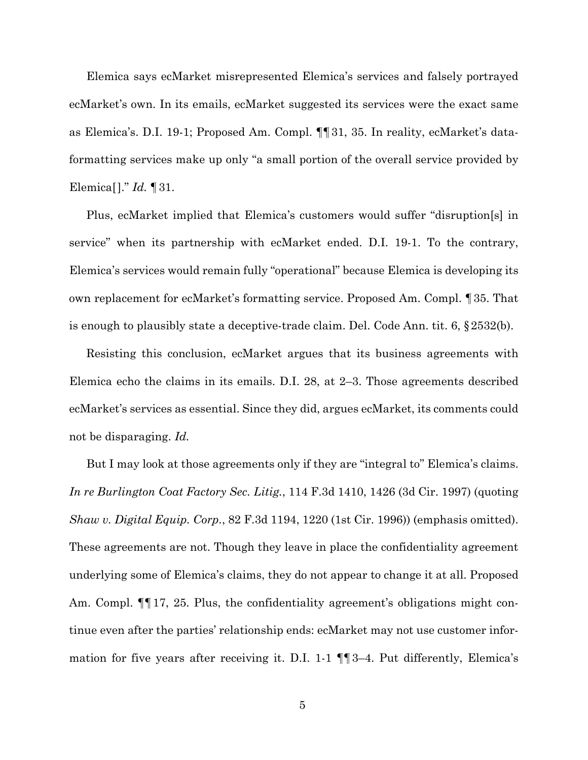Elemica says ecMarket misrepresented Elemica's services and falsely portrayed ecMarket's own. In its emails, ecMarket suggested its services were the exact same as Elemica's. D.I. 19-1; Proposed Am. Compl. ¶¶ 31, 35. In reality, ecMarket's data-formatting services make up only "a small portion of the overall service provided by Elemica[]." *Id.* ¶ 31.

Plus, ecMarket implied that Elemica's customers would suffer "disruption[s] in service" when its partnership with ecMarket ended. D.I. 19-1. To the contrary, Elemica's services would remain fully "operational" because Elemica is developing its own replacement for ecMarket's formatting service. Proposed Am. Compl. ¶ 35. That is enough to plausibly state a deceptive-trade claim. Del. Code Ann. tit. 6, § 2532(b).

Resisting this conclusion, ecMarket argues that its business agreements with Elemica echo the claims in its emails. D.I. 28, at 2–3. Those agreements described ecMarket's services as essential. Since they did, argues ecMarket, its comments could not be disparaging. *Id.*

But I may look at those agreements only if they are "integral to" Elemica's claims. *In re Burlington Coat Factory Sec. Litig.*, 114 F.3d 1410, 1426 (3d Cir. 1997) (quoting *Shaw v. Digital Equip. Corp.*, 82 F.3d 1194, 1220 (1st Cir. 1996)) (emphasis omitted). These agreements are not. Though they leave in place the confidentiality agreement underlying some of Elemica's claims, they do not appear to change it at all. Proposed Am. Compl. ¶¶ 17, 25. Plus, the confidentiality agreement's obligations might continue even after the parties' relationship ends: ecMarket may not use customer information for five years after receiving it. D.I. 1-1 ¶¶ 3–4. Put differently, Elemica's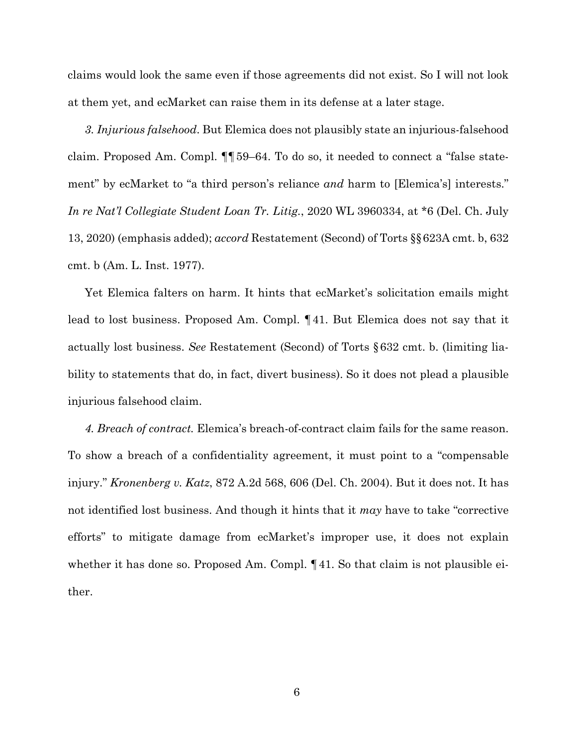claims would look the same even if those agreements did not exist. So I will not look at them yet, and ecMarket can raise them in its defense at a later stage.

*3. Injurious falsehood*. But Elemica does not plausibly state an injurious-falsehood claim. Proposed Am. Compl. ¶¶ 59–64. To do so, it needed to connect a "false statement" by ecMarket to "a third person's reliance *and* harm to [Elemica's] interests." *In re Nat'l Collegiate Student Loan Tr. Litig.*, 2020 WL 3960334, at *6 (Del. Ch. July 13, 2020) (emphasis added); *accord* Restatement (Second) of Torts §§ 623A cmt. b, 632 cmt. b (Am. L. Inst. 1977).

Yet Elemica falters on harm. It hints that ecMarket's solicitation emails might lead to lost business. Proposed Am. Compl. ¶ 41. But Elemica does not say that it actually lost business. *See* Restatement (Second) of Torts § 632 cmt. b. (limiting liability to statements that do, in fact, divert business). So it does not plead a plausible injurious falsehood claim.

*4. Breach of contract.* Elemica's breach-of-contract claim fails for the same reason. To show a breach of a confidentiality agreement, it must point to a "compensable injury." *Kronenberg v. Katz*, 872 A.2d 568, 606 (Del. Ch. 2004). But it does not. It has not identified lost business. And though it hints that it *may* have to take "corrective efforts" to mitigate damage from ecMarket's improper use, it does not explain whether it has done so. Proposed Am. Compl. ¶ 41. So that claim is not plausible either.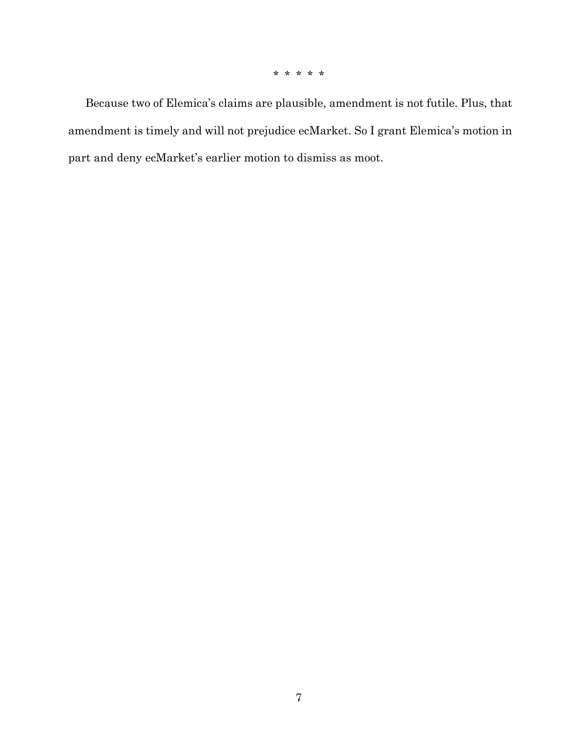\* \* \* \* \*

Because two of Elemica's claims are plausible, amendment is not futile. Plus, that amendment is timely and will not prejudice ecMarket. So I grant Elemica's motion in part and deny ecMarket's earlier motion to dismiss as moot.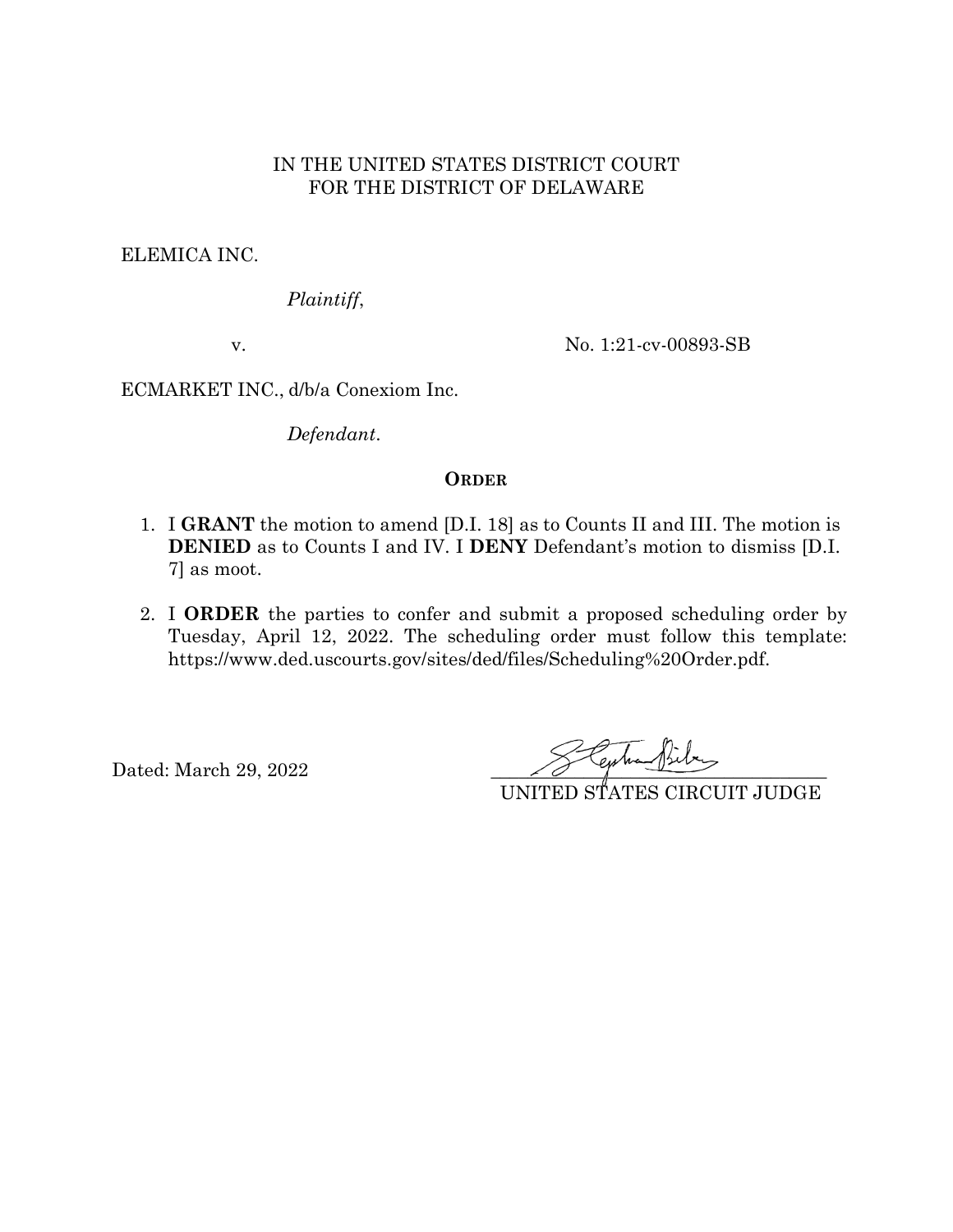IN THE UNITED STATES DISTRICT COURT
FOR THE DISTRICT OF DELAWARE

ELEMICA INC.

*Plaintiff*,

v. No. 1:21-cv-00893-SB

ECMARKET INC., d/b/a Conexiom Inc.

*Defendant*.

**ORDER**

1. I **GRANT** the motion to amend [D.I. 18] as to Counts II and III. The motion is **DENIED** as to Counts I and IV. I **DENY** Defendant's motion to dismiss [D.I. 7] as moot.

2. I **ORDER** the parties to confer and submit a proposed scheduling order by Tuesday, April 12, 2022. The scheduling order must follow this template: https://www.ded.uscourts.gov/sites/ded/files/Scheduling%20Order.pdf.

Dated: March 29, 2022

UNITED STATES CIRCUIT JUDGE